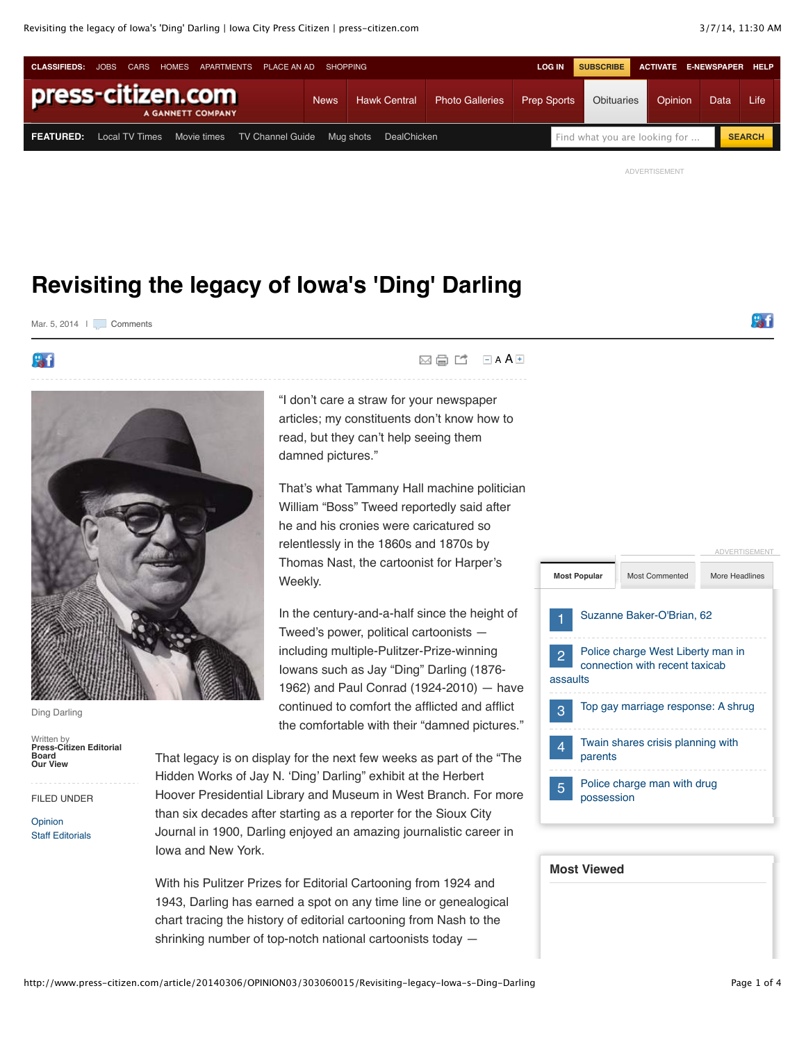# Revisiting the legacy of Iowa's 'Ding' Darling

Mar. 5, 2014 | Comments

Ding Darling

Written by
**Press-Citizen Editorial Board**
**Our View**

FILED UNDER

Opinion
Staff Editorials

"I don't care a straw for your newspaper articles; my constituents don't know how to read, but they can't help seeing them damned pictures."

That's what Tammany Hall machine politician William "Boss" Tweed reportedly said after he and his cronies were caricatured so relentlessly in the 1860s and 1870s by Thomas Nast, the cartoonist for Harper's Weekly.

In the century-and-a-half since the height of Tweed's power, political cartoonists — including multiple-Pulitzer-Prize-winning Iowans such as Jay "Ding" Darling (1876-1962) and Paul Conrad (1924-2010) — have continued to comfort the afflicted and afflict the comfortable with their "damned pictures."

That legacy is on display for the next few weeks as part of the "The Hidden Works of Jay N. 'Ding' Darling" exhibit at the Herbert Hoover Presidential Library and Museum in West Branch. For more than six decades after starting as a reporter for the Sioux City Journal in 1900, Darling enjoyed an amazing journalistic career in Iowa and New York.

With his Pulitzer Prizes for Editorial Cartooning from 1924 and 1943, Darling has earned a spot on any time line or genealogical chart tracing the history of editorial cartooning from Nash to the shrinking number of top-notch national cartoonists today —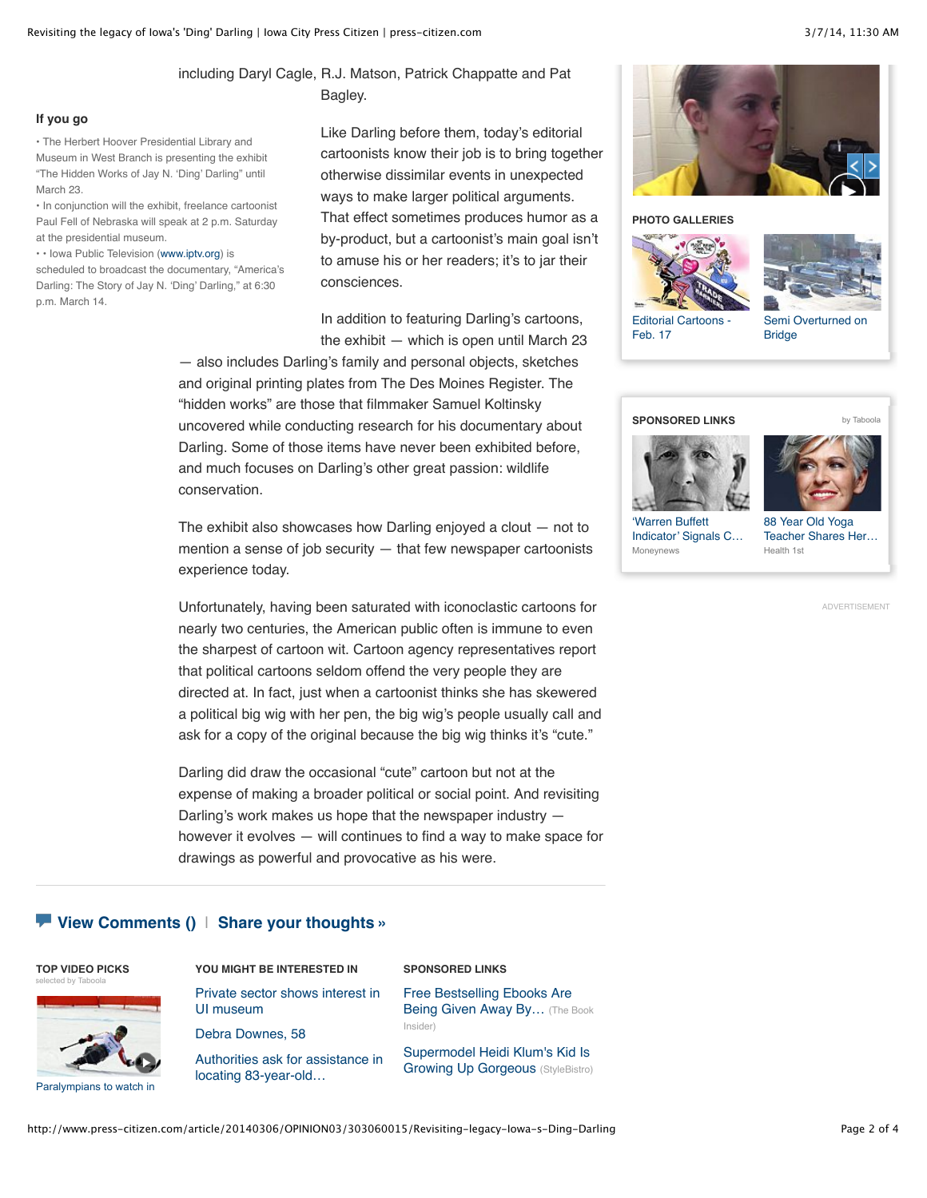including Daryl Cagle, R.J. Matson, Patrick Chappatte and Pat Bagley.

### If you go

• The Herbert Hoover Presidential Library and Museum in West Branch is presenting the exhibit "The Hidden Works of Jay N. 'Ding' Darling" until March 23.

• In conjunction will the exhibit, freelance cartoonist Paul Fell of Nebraska will speak at 2 p.m. Saturday at the presidential museum.

• • Iowa Public Television (www.iptv.org) is scheduled to broadcast the documentary, "America's Darling: The Story of Jay N. 'Ding' Darling," at 6:30 p.m. March 14.

Like Darling before them, today's editorial cartoonists know their job is to bring together otherwise dissimilar events in unexpected ways to make larger political arguments. That effect sometimes produces humor as a by-product, but a cartoonist's main goal isn't to amuse his or her readers; it's to jar their consciences.

In addition to featuring Darling's cartoons, the exhibit — which is open until March 23 — also includes Darling's family and personal objects, sketches and original printing plates from The Des Moines Register. The "hidden works" are those that filmmaker Samuel Koltinsky uncovered while conducting research for his documentary about Darling. Some of those items have never been exhibited before, and much focuses on Darling's other great passion: wildlife conservation.

The exhibit also showcases how Darling enjoyed a clout — not to mention a sense of job security — that few newspaper cartoonists experience today.

Unfortunately, having been saturated with iconoclastic cartoons for nearly two centuries, the American public often is immune to even the sharpest of cartoon wit. Cartoon agency representatives report that political cartoons seldom offend the very people they are directed at. In fact, just when a cartoonist thinks she has skewered a political big wig with her pen, the big wig's people usually call and ask for a copy of the original because the big wig thinks it's "cute."

Darling did draw the occasional "cute" cartoon but not at the expense of making a broader political or social point. And revisiting Darling's work makes us hope that the newspaper industry — however it evolves — will continues to find a way to make space for drawings as powerful and provocative as his were.

**View Comments ()** | **Share your thoughts »**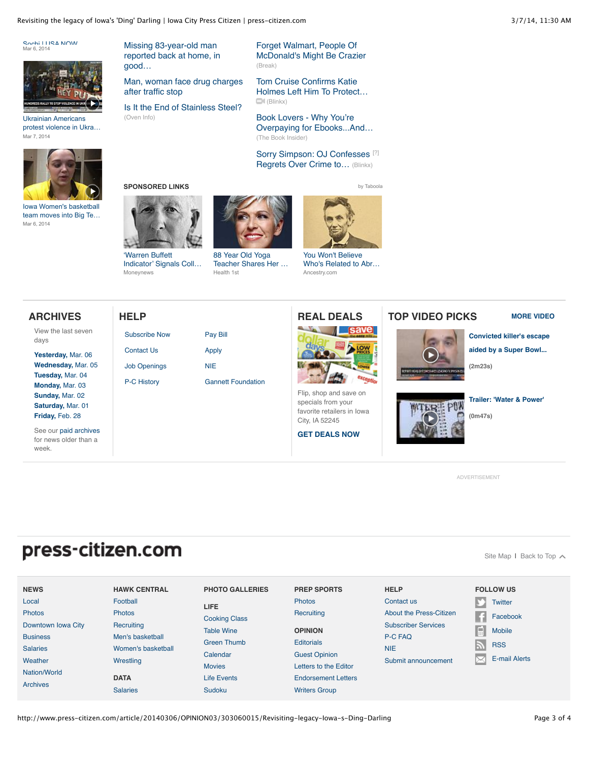Sochi | USA NOW
Mar 6, 2014

Ukrainian Americans protest violence in Ukra…
Mar 7, 2014

Iowa Women's basketball team moves into Big Te…
Mar 6, 2014

Missing 83-year-old man reported back at home, in good…

Man, woman face drug charges after traffic stop

Is It the End of Stainless Steel?
(Oven Info)

Forget Walmart, People Of McDonald's Might Be Crazier
(Break)

Tom Cruise Confirms Katie Holmes Left Him To Protect…
(Blinkx)

Book Lovers - Why You're Overpaying for Ebooks...And…
(The Book Insider)

Sorry Simpson: OJ Confesses Regrets Over Crime to… (Blinkx)

**SPONSORED LINKS** by Taboola

'Warren Buffett Indicator' Signals Coll…
Moneynews

88 Year Old Yoga Teacher Shares Her …
Health 1st

You Won't Believe Who's Related to Abr…
Ancestry.com

## ARCHIVES

View the last seven days

**Yesterday,** Mar. 06
**Wednesday,** Mar. 05
**Tuesday,** Mar. 04
**Monday,** Mar. 03
**Sunday,** Mar. 02
**Saturday,** Mar. 01
**Friday,** Feb. 28

See our paid archives for news older than a week.

## HELP

- Subscribe Now
- Contact Us
- Job Openings
- P-C History
- Pay Bill
- Apply
- NIE
- Gannett Foundation

## REAL DEALS

Flip, shop and save on specials from your favorite retailers in Iowa City, IA 52245

**GET DEALS NOW**

## TOP VIDEO PICKS

**MORE VIDEO**

**Convicted killer's escape aided by a Super Bowl...**
**(2m23s)**

**Trailer: 'Water & Power'**
**(0m47s)**

ADVERTISEMENT

press-citizen.com

Site Map | Back to Top

**NEWS**
- Local
- Photos
- Downtown Iowa City
- Business
- Salaries
- Weather
- Nation/World
- Archives

**HAWK CENTRAL**
- Football
- Photos
- Recruiting
- Men's basketball
- Women's basketball
- Wrestling

**DATA**
- Salaries

**PHOTO GALLERIES**

**LIFE**
- Cooking Class
- Table Wine
- Green Thumb
- Calendar
- Movies
- Life Events
- Sudoku

**PREP SPORTS**
- Photos
- Recruiting

**OPINION**
- Editorials
- Guest Opinion
- Letters to the Editor
- Endorsement Letters
- Writers Group

**HELP**
- Contact us
- About the Press-Citizen
- Subscriber Services
- P-C FAQ
- NIE
- Submit announcement

**FOLLOW US**
- Twitter
- Facebook
- Mobile
- RSS
- E-mail Alerts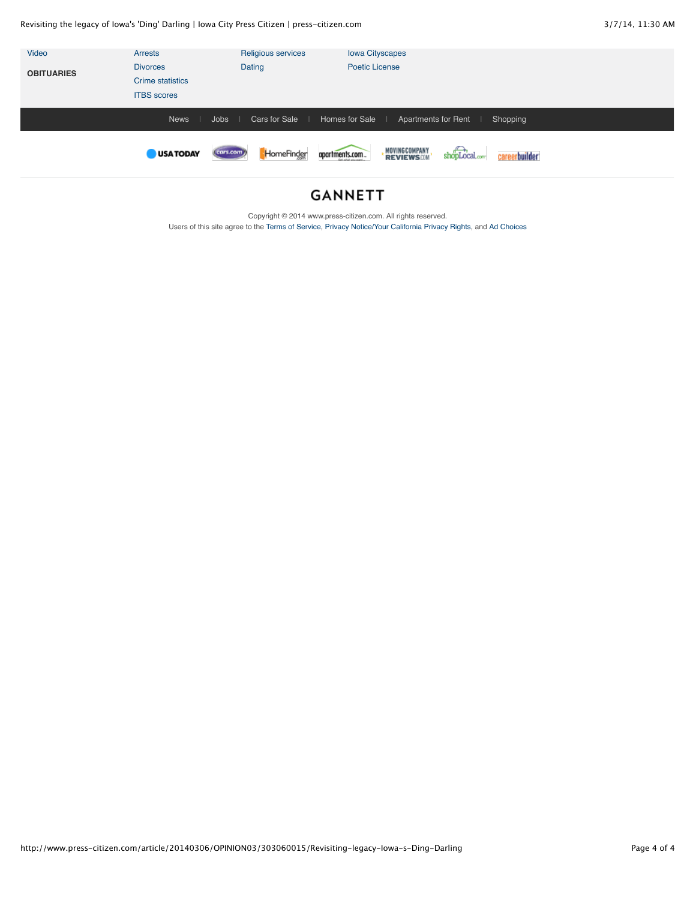Video

**OBITUARIES**

Arrests

Divorces

Crime statistics

ITBS scores

Religious services

Dating

Iowa Cityscapes

Poetic License

News | Jobs | Cars for Sale | Homes for Sale | Apartments for Rent | Shopping

USA TODAY cars.com HomeFinder apartments.com MOVINGCOMPANY REVIEWS.COM shopLocal.com careerbuilder

GANNETT

Copyright © 2014 www.press-citizen.com. All rights reserved.
Users of this site agree to the Terms of Service, Privacy Notice/Your California Privacy Rights, and Ad Choices